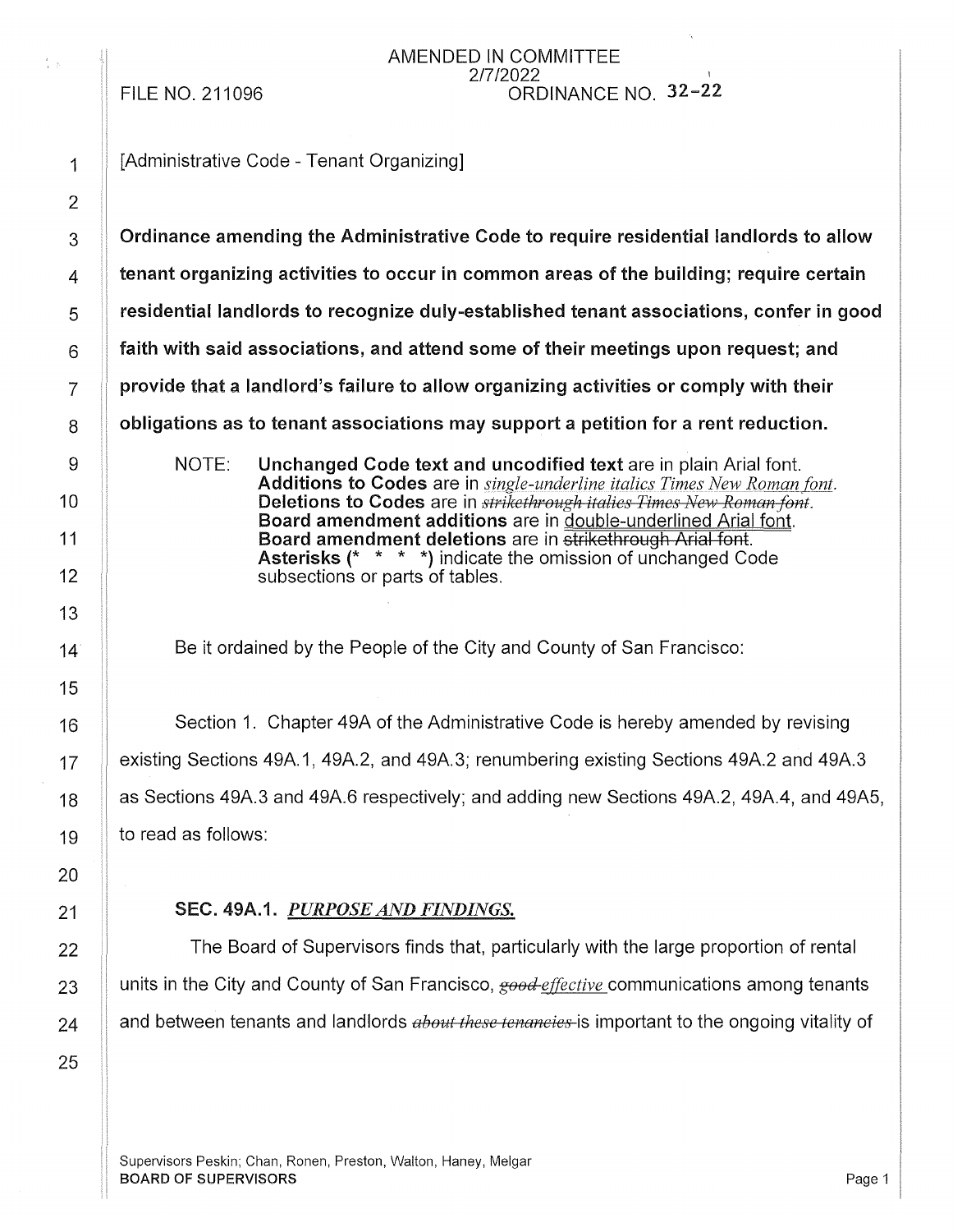AMENDED IN COMMITTEE
2/7/2022

FILE NO. 211096 ORDINANCE NO. 32-22

[Administrative Code - Tenant Organizing]

**Ordinance amending the Administrative Code to require residential landlords to allow tenant organizing activities to occur in common areas of the building; require certain residential landlords to recognize duly-established tenant associations, confer in good faith with said associations, and attend some of their meetings upon request; and provide that a landlord's failure to allow organizing activities or comply with their obligations as to tenant associations may support a petition for a rent reduction.**

NOTE: **Unchanged Code text and uncodified text** are in plain Arial font.
**Additions to Codes** are in *single-underline italics Times New Roman font.*
**Deletions to Codes** are in ~~*strikethrough italics Times New Roman font*~~.
**Board amendment additions** are in double-underlined Arial font.
**Board amendment deletions** are in ~~strikethrough Arial font~~.
**Asterisks (* * * *)** indicate the omission of unchanged Code subsections or parts of tables.

Be it ordained by the People of the City and County of San Francisco:

Section 1. Chapter 49A of the Administrative Code is hereby amended by revising existing Sections 49A.1, 49A.2, and 49A.3; renumbering existing Sections 49A.2 and 49A.3 as Sections 49A.3 and 49A.6 respectively; and adding new Sections 49A.2, 49A.4, and 49A5, to read as follows:

**SEC. 49A.1.** ***PURPOSE AND FINDINGS.***

The Board of Supervisors finds that, particularly with the large proportion of rental units in the City and County of San Francisco, ~~*good*~~ *effective* communications among tenants and between tenants and landlords ~~*about these tenancies*~~ is important to the ongoing vitality of

Supervisors Peskin; Chan, Ronen, Preston, Walton, Haney, Melgar
BOARD OF SUPERVISORS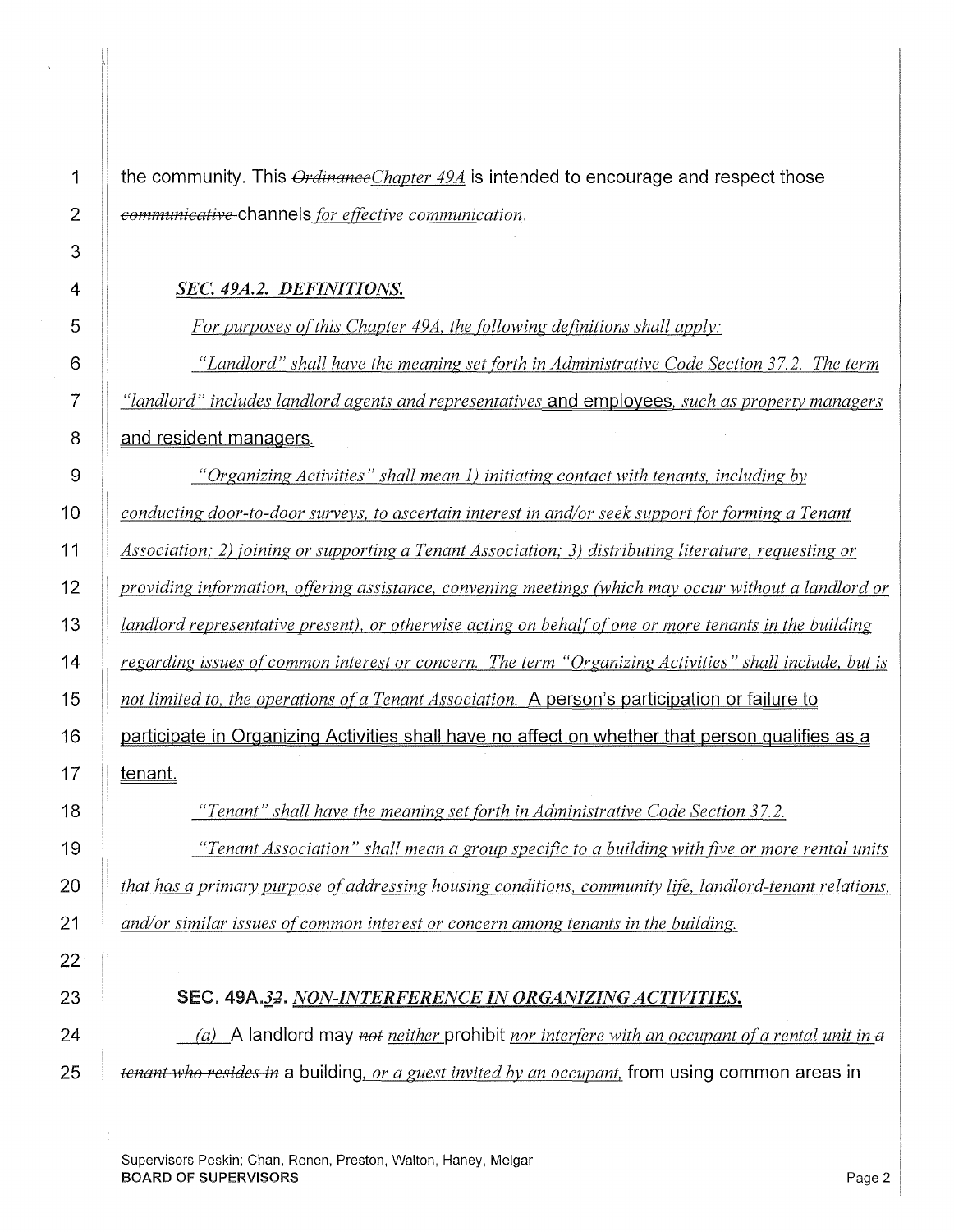the community. This ~~Ordinance~~*Chapter 49A* is intended to encourage and respect those ~~communicative~~ channels *for effective communication*.

***SEC. 49A.2. DEFINITIONS.***

*For purposes of this Chapter 49A, the following definitions shall apply:*

*"Landlord" shall have the meaning set forth in Administrative Code Section 37.2. The term "landlord" includes landlord agents and representatives* and employees, *such as property managers* and resident managers.

*"Organizing Activities" shall mean 1) initiating contact with tenants, including by conducting door-to-door surveys, to ascertain interest in and/or seek support for forming a Tenant Association; 2) joining or supporting a Tenant Association; 3) distributing literature, requesting or providing information, offering assistance, convening meetings (which may occur without a landlord or landlord representative present), or otherwise acting on behalf of one or more tenants in the building regarding issues of common interest or concern. The term "Organizing Activities" shall include, but is not limited to, the operations of a Tenant Association.* A person's participation or failure to participate in Organizing Activities shall have no affect on whether that person qualifies as a tenant.

*"Tenant" shall have the meaning set forth in Administrative Code Section 37.2.*

*"Tenant Association" shall mean a group specific to a building with five or more rental units that has a primary purpose of addressing housing conditions, community life, landlord-tenant relations, and/or similar issues of common interest or concern among tenants in the building.*

**SEC. 49A.*3*~~2~~. *NON-INTERFERENCE IN ORGANIZING ACTIVITIES.***

*(a)* A landlord may ~~not~~ *neither* prohibit *nor interfere with an occupant of a rental unit in* ~~a tenant who resides in~~ a building, *or a guest invited by an occupant,* from using common areas in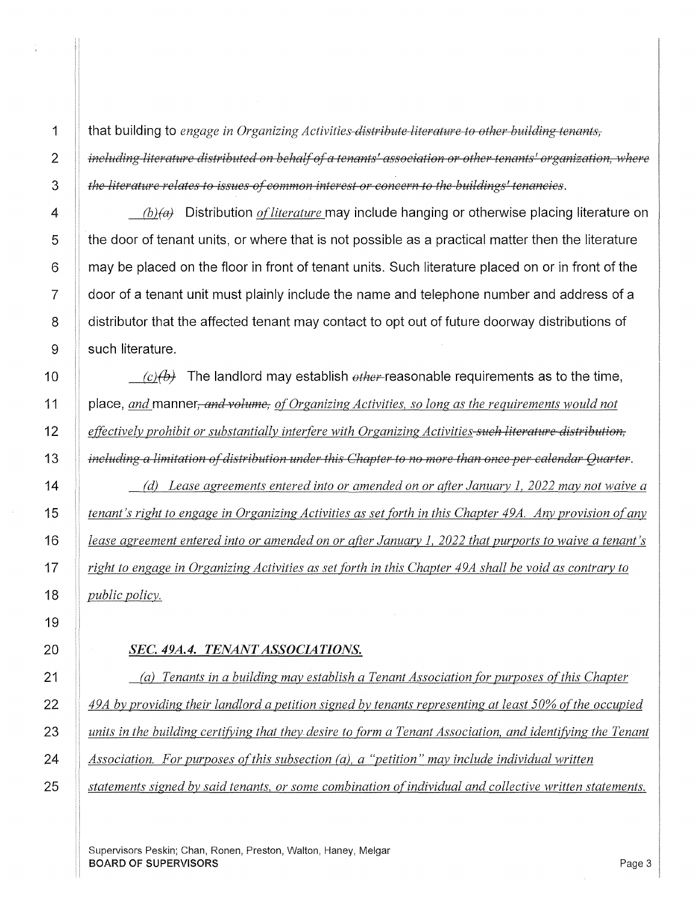that building to *engage in Organizing Activities* ~~distribute literature to other building tenants, including literature distributed on behalf of a tenants' association or other tenants' organization, where the literature relates to issues of common interest or concern to the buildings' tenancies~~.

*(b)* ~~*(a)*~~ Distribution *of literature* may include hanging or otherwise placing literature on the door of tenant units, or where that is not possible as a practical matter then the literature may be placed on the floor in front of tenant units. Such literature placed on or in front of the door of a tenant unit must plainly include the name and telephone number and address of a distributor that the affected tenant may contact to opt out of future doorway distributions of such literature.

*(c)* ~~*(b)*~~ The landlord may establish ~~*other*~~ reasonable requirements as to the time, place, *and* manner~~, *and volume,*~~ *of Organizing Activities, so long as the requirements would not effectively prohibit or substantially interfere with Organizing Activities* ~~*such literature distribution, including a limitation of distribution under this Chapter to no more than once per calendar Quarter*~~.

*(d) Lease agreements entered into or amended on or after January 1, 2022 may not waive a tenant's right to engage in Organizing Activities as set forth in this Chapter 49A. Any provision of any lease agreement entered into or amended on or after January 1, 2022 that purports to waive a tenant's right to engage in Organizing Activities as set forth in this Chapter 49A shall be void as contrary to public policy.*

***SEC. 49A.4. TENANT ASSOCIATIONS.***

*(a) Tenants in a building may establish a Tenant Association for purposes of this Chapter 49A by providing their landlord a petition signed by tenants representing at least 50% of the occupied units in the building certifying that they desire to form a Tenant Association, and identifying the Tenant Association. For purposes of this subsection (a), a "petition" may include individual written statements signed by said tenants, or some combination of individual and collective written statements.*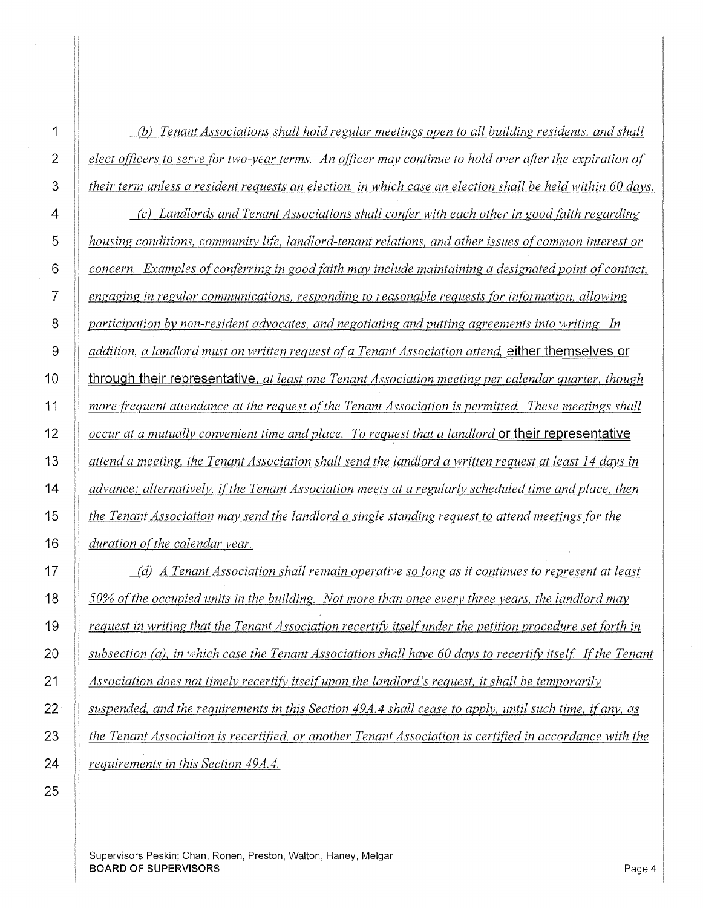*(b) Tenant Associations shall hold regular meetings open to all building residents, and shall elect officers to serve for two-year terms. An officer may continue to hold over after the expiration of their term unless a resident requests an election, in which case an election shall be held within 60 days.*

*(c) Landlords and Tenant Associations shall confer with each other in good faith regarding housing conditions, community life, landlord-tenant relations, and other issues of common interest or concern. Examples of conferring in good faith may include maintaining a designated point of contact, engaging in regular communications, responding to reasonable requests for information, allowing participation by non-resident advocates, and negotiating and putting agreements into writing. In addition, a landlord must on written request of a Tenant Association attend,* either themselves or through their representative, *at least one Tenant Association meeting per calendar quarter, though more frequent attendance at the request of the Tenant Association is permitted. These meetings shall occur at a mutually convenient time and place. To request that a landlord* or their representative *attend a meeting, the Tenant Association shall send the landlord a written request at least 14 days in advance; alternatively, if the Tenant Association meets at a regularly scheduled time and place, then the Tenant Association may send the landlord a single standing request to attend meetings for the duration of the calendar year.*

*(d) A Tenant Association shall remain operative so long as it continues to represent at least 50% of the occupied units in the building. Not more than once every three years, the landlord may request in writing that the Tenant Association recertify itself under the petition procedure set forth in subsection (a), in which case the Tenant Association shall have 60 days to recertify itself. If the Tenant Association does not timely recertify itself upon the landlord's request, it shall be temporarily suspended, and the requirements in this Section 49A.4 shall cease to apply, until such time, if any, as the Tenant Association is recertified, or another Tenant Association is certified in accordance with the requirements in this Section 49A.4.*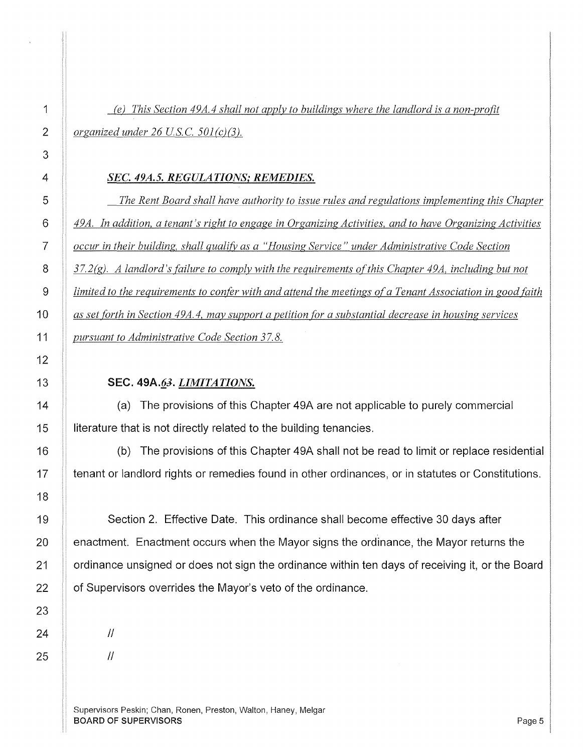*(e) This Section 49A.4 shall not apply to buildings where the landlord is a non-profit organized under 26 U.S.C. 501(c)(3).*

***SEC. 49A.5. REGULATIONS; REMEDIES.***

*The Rent Board shall have authority to issue rules and regulations implementing this Chapter 49A. In addition, a tenant's right to engage in Organizing Activities, and to have Organizing Activities occur in their building, shall qualify as a "Housing Service" under Administrative Code Section 37.2(g). A landlord's failure to comply with the requirements of this Chapter 49A, including but not limited to the requirements to confer with and attend the meetings of a Tenant Association in good faith as set forth in Section 49A.4, may support a petition for a substantial decrease in housing services pursuant to Administrative Code Section 37.8.*

**SEC. 49A.*6*~~3~~. *LIMITATIONS.***

(a) The provisions of this Chapter 49A are not applicable to purely commercial literature that is not directly related to the building tenancies.

(b) The provisions of this Chapter 49A shall not be read to limit or replace residential tenant or landlord rights or remedies found in other ordinances, or in statutes or Constitutions.

Section 2. Effective Date. This ordinance shall become effective 30 days after enactment. Enactment occurs when the Mayor signs the ordinance, the Mayor returns the ordinance unsigned or does not sign the ordinance within ten days of receiving it, or the Board of Supervisors overrides the Mayor's veto of the ordinance.

//

//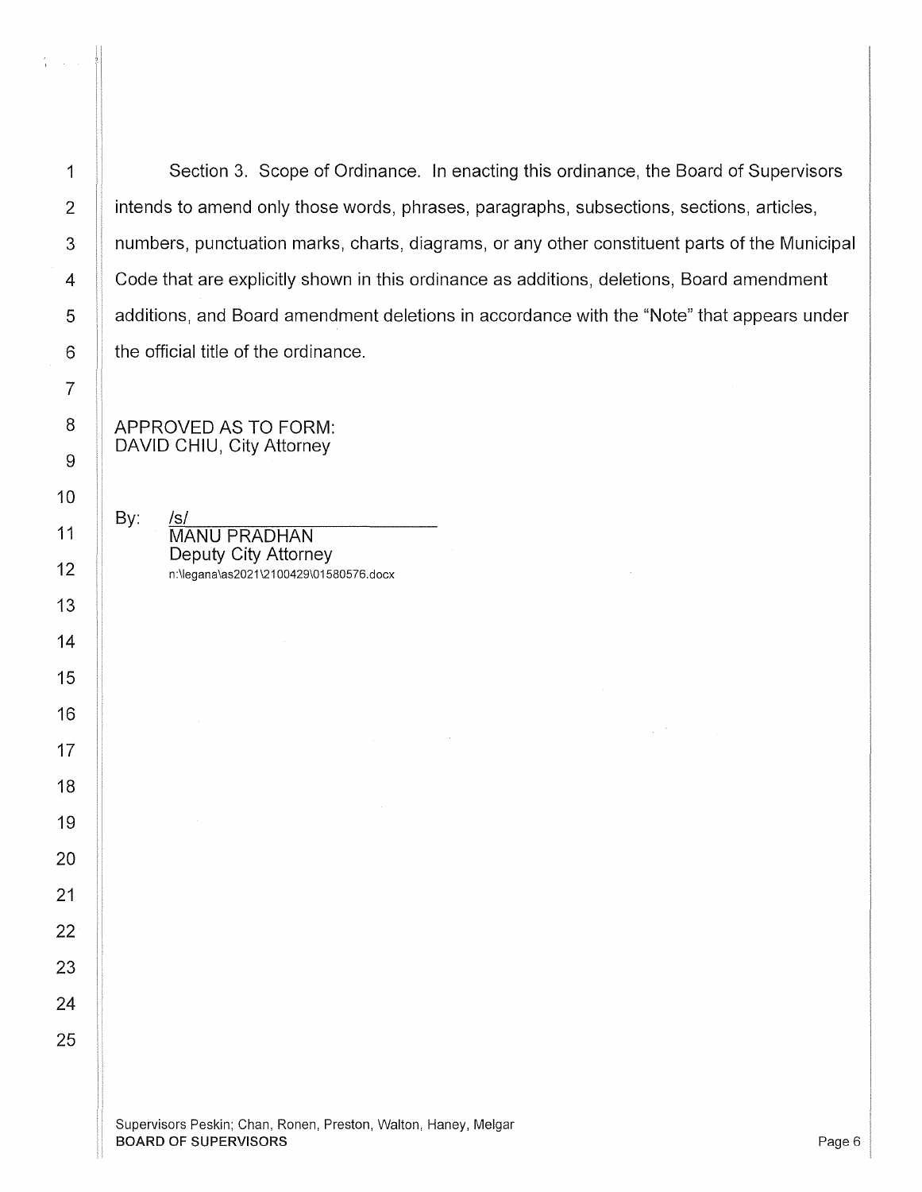Section 3. Scope of Ordinance. In enacting this ordinance, the Board of Supervisors intends to amend only those words, phrases, paragraphs, subsections, sections, articles, numbers, punctuation marks, charts, diagrams, or any other constituent parts of the Municipal Code that are explicitly shown in this ordinance as additions, deletions, Board amendment additions, and Board amendment deletions in accordance with the "Note" that appears under the official title of the ordinance.

APPROVED AS TO FORM:
DAVID CHIU, City Attorney

By: /s/
MANU PRADHAN
Deputy City Attorney
n:\legana\as2021\2100429\01580576.docx

Supervisors Peskin; Chan, Ronen, Preston, Walton, Haney, Melgar
**BOARD OF SUPERVISORS**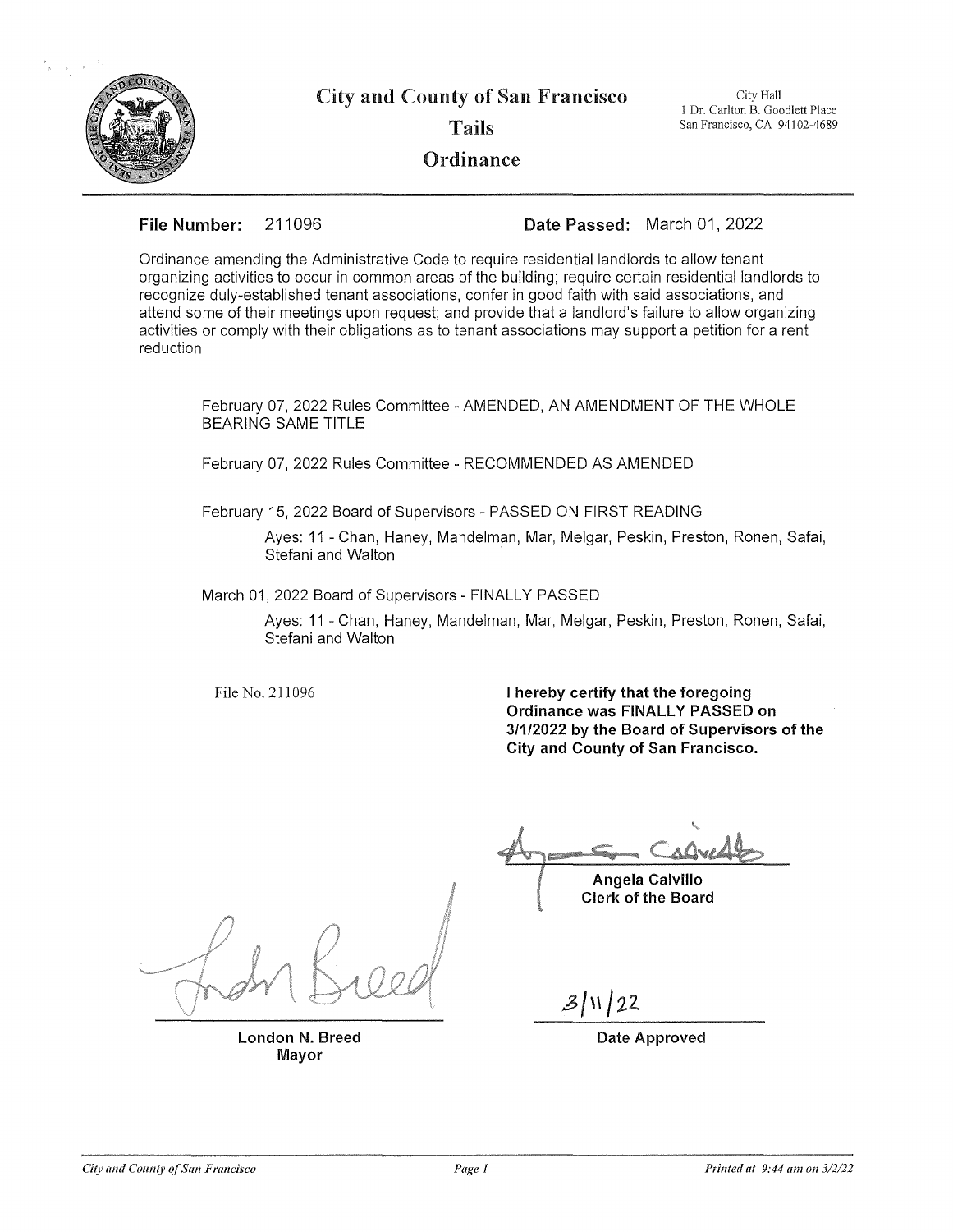# City and County of San Francisco

## Tails

## Ordinance

City Hall
1 Dr. Carlton B. Goodlett Place
San Francisco, CA 94102-4689

---

**File Number:** 211096 **Date Passed:** March 01, 2022

Ordinance amending the Administrative Code to require residential landlords to allow tenant organizing activities to occur in common areas of the building; require certain residential landlords to recognize duly-established tenant associations, confer in good faith with said associations, and attend some of their meetings upon request; and provide that a landlord's failure to allow organizing activities or comply with their obligations as to tenant associations may support a petition for a rent reduction.

February 07, 2022 Rules Committee - AMENDED, AN AMENDMENT OF THE WHOLE BEARING SAME TITLE

February 07, 2022 Rules Committee - RECOMMENDED AS AMENDED

February 15, 2022 Board of Supervisors - PASSED ON FIRST READING

Ayes: 11 - Chan, Haney, Mandelman, Mar, Melgar, Peskin, Preston, Ronen, Safai, Stefani and Walton

March 01, 2022 Board of Supervisors - FINALLY PASSED

Ayes: 11 - Chan, Haney, Mandelman, Mar, Melgar, Peskin, Preston, Ronen, Safai, Stefani and Walton

File No. 211096

**I hereby certify that the foregoing Ordinance was FINALLY PASSED on 3/1/2022 by the Board of Supervisors of the City and County of San Francisco.**

**Angela Calvillo**
**Clerk of the Board**

**London N. Breed**
**Mayor**

3/11/22

**Date Approved**